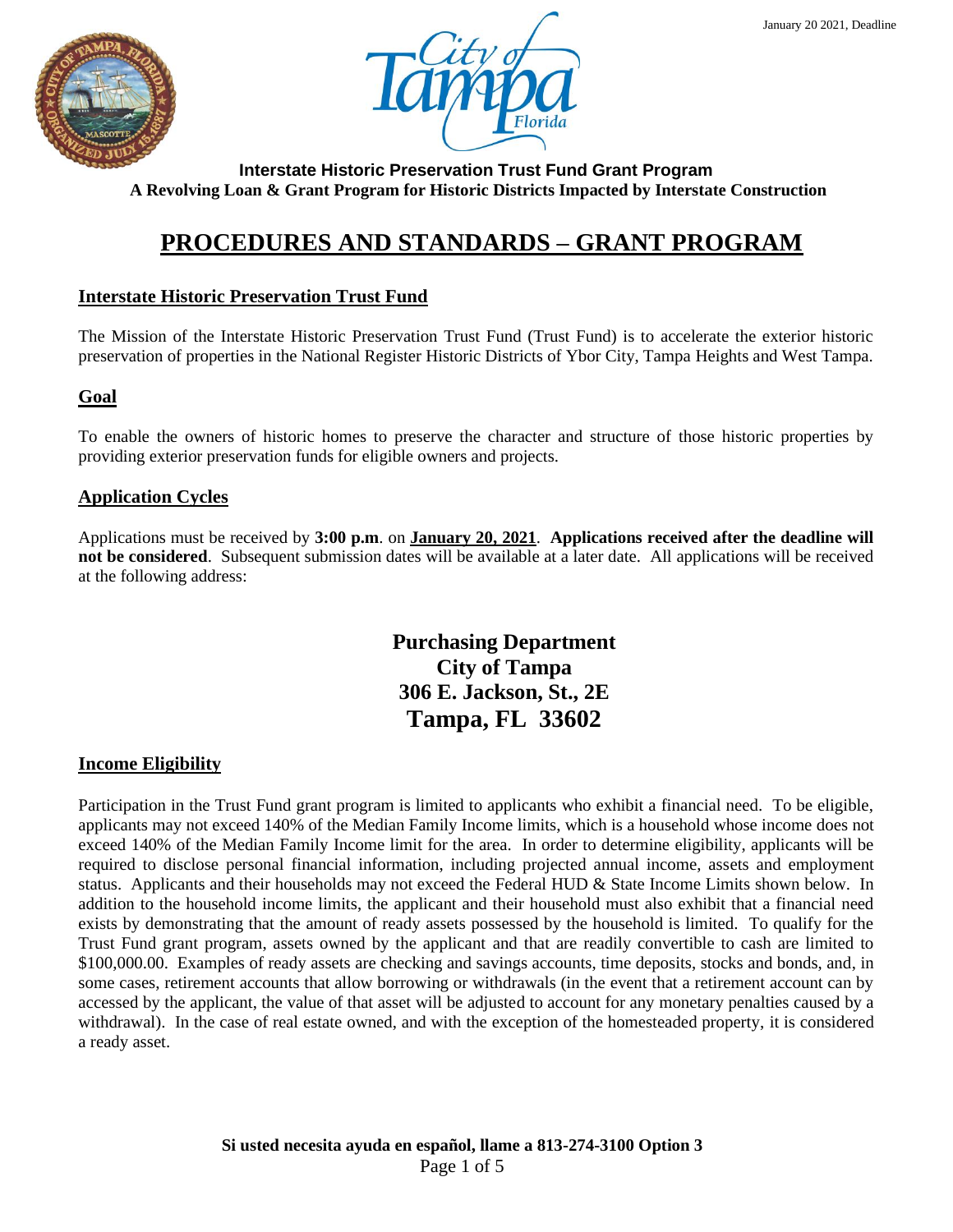January 20 2021, Deadline

**Interstate Historic Preservation Trust Fund Grant Program**
**A Revolving Loan & Grant Program for Historic Districts Impacted by Interstate Construction**

# PROCEDURES AND STANDARDS – GRANT PROGRAM

## Interstate Historic Preservation Trust Fund

The Mission of the Interstate Historic Preservation Trust Fund (Trust Fund) is to accelerate the exterior historic preservation of properties in the National Register Historic Districts of Ybor City, Tampa Heights and West Tampa.

## Goal

To enable the owners of historic homes to preserve the character and structure of those historic properties by providing exterior preservation funds for eligible owners and projects.

## Application Cycles

Applications must be received by **3:00 p.m**. on **January 20, 2021**. **Applications received after the deadline will not be considered**. Subsequent submission dates will be available at a later date. All applications will be received at the following address:

**Purchasing Department**
**City of Tampa**
**306 E. Jackson, St., 2E**
**Tampa, FL 33602**

## Income Eligibility

Participation in the Trust Fund grant program is limited to applicants who exhibit a financial need. To be eligible, applicants may not exceed 140% of the Median Family Income limits, which is a household whose income does not exceed 140% of the Median Family Income limit for the area. In order to determine eligibility, applicants will be required to disclose personal financial information, including projected annual income, assets and employment status. Applicants and their households may not exceed the Federal HUD & State Income Limits shown below. In addition to the household income limits, the applicant and their household must also exhibit that a financial need exists by demonstrating that the amount of ready assets possessed by the household is limited. To qualify for the Trust Fund grant program, assets owned by the applicant and that are readily convertible to cash are limited to $100,000.00. Examples of ready assets are checking and savings accounts, time deposits, stocks and bonds, and, in some cases, retirement accounts that allow borrowing or withdrawals (in the event that a retirement account can by accessed by the applicant, the value of that asset will be adjusted to account for any monetary penalties caused by a withdrawal). In the case of real estate owned, and with the exception of the homesteaded property, it is considered a ready asset.

**Si usted necesita ayuda en español, llame a 813-274-3100 Option 3**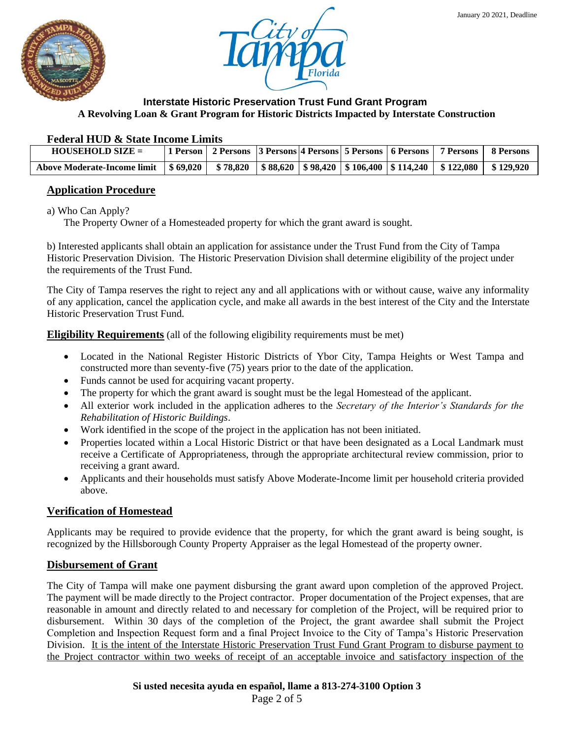January 20 2021, Deadline

**Interstate Historic Preservation Trust Fund Grant Program**
**A Revolving Loan & Grant Program for Historic Districts Impacted by Interstate Construction**

### Federal HUD & State Income Limits

| HOUSEHOLD SIZE = | 1 Person | 2 Persons | 3 Persons | 4 Persons | 5 Persons | 6 Persons | 7 Persons | 8 Persons |
|---|---|---|---|---|---|---|---|---|
| Above Moderate-Income limit | $ 69,020 | $ 78,820 | $ 88,620 | $ 98,420 | $ 106,400 | $ 114,240 | $ 122,080 | $ 129,920 |

## Application Procedure

a) Who Can Apply?
The Property Owner of a Homesteaded property for which the grant award is sought.

b) Interested applicants shall obtain an application for assistance under the Trust Fund from the City of Tampa Historic Preservation Division. The Historic Preservation Division shall determine eligibility of the project under the requirements of the Trust Fund.

The City of Tampa reserves the right to reject any and all applications with or without cause, waive any informality of any application, cancel the application cycle, and make all awards in the best interest of the City and the Interstate Historic Preservation Trust Fund.

**Eligibility Requirements** (all of the following eligibility requirements must be met)

- Located in the National Register Historic Districts of Ybor City, Tampa Heights or West Tampa and constructed more than seventy-five (75) years prior to the date of the application.
- Funds cannot be used for acquiring vacant property.
- The property for which the grant award is sought must be the legal Homestead of the applicant.
- All exterior work included in the application adheres to the *Secretary of the Interior's Standards for the Rehabilitation of Historic Buildings*.
- Work identified in the scope of the project in the application has not been initiated.
- Properties located within a Local Historic District or that have been designated as a Local Landmark must receive a Certificate of Appropriateness, through the appropriate architectural review commission, prior to receiving a grant award.
- Applicants and their households must satisfy Above Moderate-Income limit per household criteria provided above.

## Verification of Homestead

Applicants may be required to provide evidence that the property, for which the grant award is being sought, is recognized by the Hillsborough County Property Appraiser as the legal Homestead of the property owner.

## Disbursement of Grant

The City of Tampa will make one payment disbursing the grant award upon completion of the approved Project. The payment will be made directly to the Project contractor. Proper documentation of the Project expenses, that are reasonable in amount and directly related to and necessary for completion of the Project, will be required prior to disbursement. Within 30 days of the completion of the Project, the grant awardee shall submit the Project Completion and Inspection Request form and a final Project Invoice to the City of Tampa's Historic Preservation Division. It is the intent of the Interstate Historic Preservation Trust Fund Grant Program to disburse payment to the Project contractor within two weeks of receipt of an acceptable invoice and satisfactory inspection of the

**Si usted necesita ayuda en español, llame a 813-274-3100 Option 3**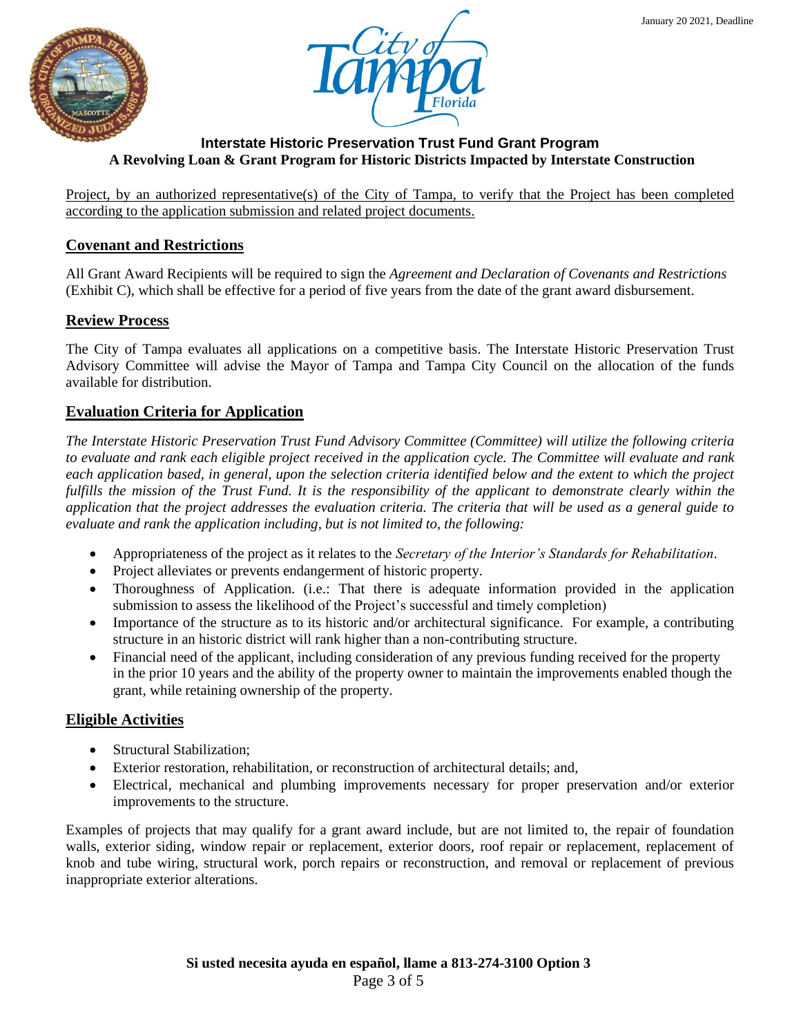Project, by an authorized representative(s) of the City of Tampa, to verify that the Project has been completed according to the application submission and related project documents.

## Covenant and Restrictions

All Grant Award Recipients will be required to sign the *Agreement and Declaration of Covenants and Restrictions* (Exhibit C), which shall be effective for a period of five years from the date of the grant award disbursement.

## Review Process

The City of Tampa evaluates all applications on a competitive basis. The Interstate Historic Preservation Trust Advisory Committee will advise the Mayor of Tampa and Tampa City Council on the allocation of the funds available for distribution.

## Evaluation Criteria for Application

*The Interstate Historic Preservation Trust Fund Advisory Committee (Committee) will utilize the following criteria to evaluate and rank each eligible project received in the application cycle. The Committee will evaluate and rank each application based, in general, upon the selection criteria identified below and the extent to which the project fulfills the mission of the Trust Fund. It is the responsibility of the applicant to demonstrate clearly within the application that the project addresses the evaluation criteria. The criteria that will be used as a general guide to evaluate and rank the application including, but is not limited to, the following:*

- Appropriateness of the project as it relates to the *Secretary of the Interior's Standards for Rehabilitation*.
- Project alleviates or prevents endangerment of historic property.
- Thoroughness of Application. (i.e.: That there is adequate information provided in the application submission to assess the likelihood of the Project's successful and timely completion)
- Importance of the structure as to its historic and/or architectural significance. For example, a contributing structure in an historic district will rank higher than a non-contributing structure.
- Financial need of the applicant, including consideration of any previous funding received for the property in the prior 10 years and the ability of the property owner to maintain the improvements enabled though the grant, while retaining ownership of the property.

## Eligible Activities

- Structural Stabilization;
- Exterior restoration, rehabilitation, or reconstruction of architectural details; and,
- Electrical, mechanical and plumbing improvements necessary for proper preservation and/or exterior improvements to the structure.

Examples of projects that may qualify for a grant award include, but are not limited to, the repair of foundation walls, exterior siding, window repair or replacement, exterior doors, roof repair or replacement, replacement of knob and tube wiring, structural work, porch repairs or reconstruction, and removal or replacement of previous inappropriate exterior alterations.

**Si usted necesita ayuda en español, llame a 813-274-3100 Option 3**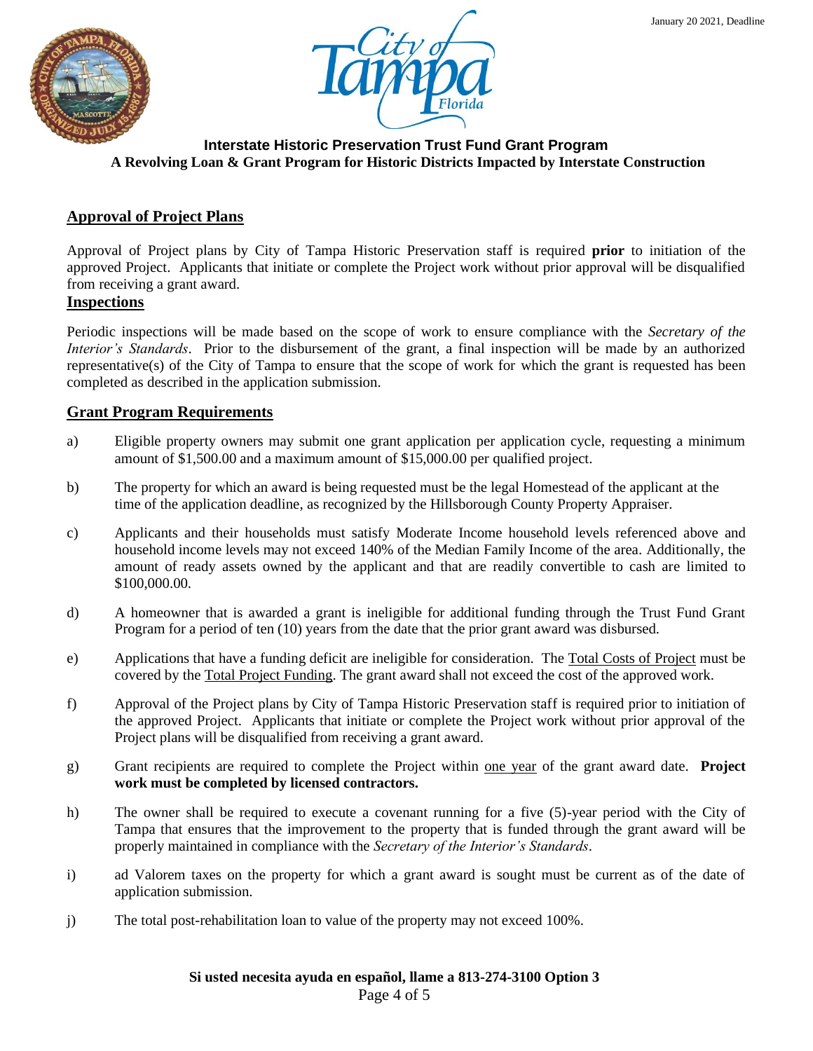**Interstate Historic Preservation Trust Fund Grant Program**
**A Revolving Loan & Grant Program for Historic Districts Impacted by Interstate Construction**

## Approval of Project Plans

Approval of Project plans by City of Tampa Historic Preservation staff is required **prior** to initiation of the approved Project. Applicants that initiate or complete the Project work without prior approval will be disqualified from receiving a grant award.

## Inspections

Periodic inspections will be made based on the scope of work to ensure compliance with the *Secretary of the Interior's Standards*. Prior to the disbursement of the grant, a final inspection will be made by an authorized representative(s) of the City of Tampa to ensure that the scope of work for which the grant is requested has been completed as described in the application submission.

## Grant Program Requirements

a) Eligible property owners may submit one grant application per application cycle, requesting a minimum amount of $1,500.00 and a maximum amount of $15,000.00 per qualified project.

b) The property for which an award is being requested must be the legal Homestead of the applicant at the time of the application deadline, as recognized by the Hillsborough County Property Appraiser.

c) Applicants and their households must satisfy Moderate Income household levels referenced above and household income levels may not exceed 140% of the Median Family Income of the area. Additionally, the amount of ready assets owned by the applicant and that are readily convertible to cash are limited to $100,000.00.

d) A homeowner that is awarded a grant is ineligible for additional funding through the Trust Fund Grant Program for a period of ten (10) years from the date that the prior grant award was disbursed.

e) Applications that have a funding deficit are ineligible for consideration. The Total Costs of Project must be covered by the Total Project Funding. The grant award shall not exceed the cost of the approved work.

f) Approval of the Project plans by City of Tampa Historic Preservation staff is required prior to initiation of the approved Project. Applicants that initiate or complete the Project work without prior approval of the Project plans will be disqualified from receiving a grant award.

g) Grant recipients are required to complete the Project within one year of the grant award date. **Project work must be completed by licensed contractors.**

h) The owner shall be required to execute a covenant running for a five (5)-year period with the City of Tampa that ensures that the improvement to the property that is funded through the grant award will be properly maintained in compliance with the *Secretary of the Interior's Standards*.

i) ad Valorem taxes on the property for which a grant award is sought must be current as of the date of application submission.

j) The total post-rehabilitation loan to value of the property may not exceed 100%.

**Si usted necesita ayuda en español, llame a 813-274-3100 Option 3**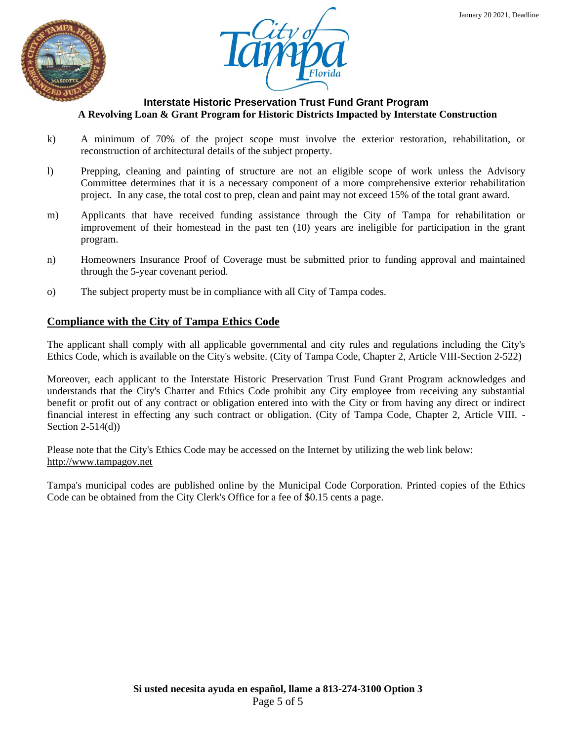**Interstate Historic Preservation Trust Fund Grant Program**
**A Revolving Loan & Grant Program for Historic Districts Impacted by Interstate Construction**

k) A minimum of 70% of the project scope must involve the exterior restoration, rehabilitation, or reconstruction of architectural details of the subject property.

l) Prepping, cleaning and painting of structure are not an eligible scope of work unless the Advisory Committee determines that it is a necessary component of a more comprehensive exterior rehabilitation project. In any case, the total cost to prep, clean and paint may not exceed 15% of the total grant award.

m) Applicants that have received funding assistance through the City of Tampa for rehabilitation or improvement of their homestead in the past ten (10) years are ineligible for participation in the grant program.

n) Homeowners Insurance Proof of Coverage must be submitted prior to funding approval and maintained through the 5-year covenant period.

o) The subject property must be in compliance with all City of Tampa codes.

## Compliance with the City of Tampa Ethics Code

The applicant shall comply with all applicable governmental and city rules and regulations including the City's Ethics Code, which is available on the City's website. (City of Tampa Code, Chapter 2, Article VIII-Section 2-522)

Moreover, each applicant to the Interstate Historic Preservation Trust Fund Grant Program acknowledges and understands that the City's Charter and Ethics Code prohibit any City employee from receiving any substantial benefit or profit out of any contract or obligation entered into with the City or from having any direct or indirect financial interest in effecting any such contract or obligation. (City of Tampa Code, Chapter 2, Article VIII. - Section 2-514(d))

Please note that the City's Ethics Code may be accessed on the Internet by utilizing the web link below:
http://www.tampagov.net

Tampa's municipal codes are published online by the Municipal Code Corporation. Printed copies of the Ethics Code can be obtained from the City Clerk's Office for a fee of $0.15 cents a page.

**Si usted necesita ayuda en español, llame a 813-274-3100 Option 3**